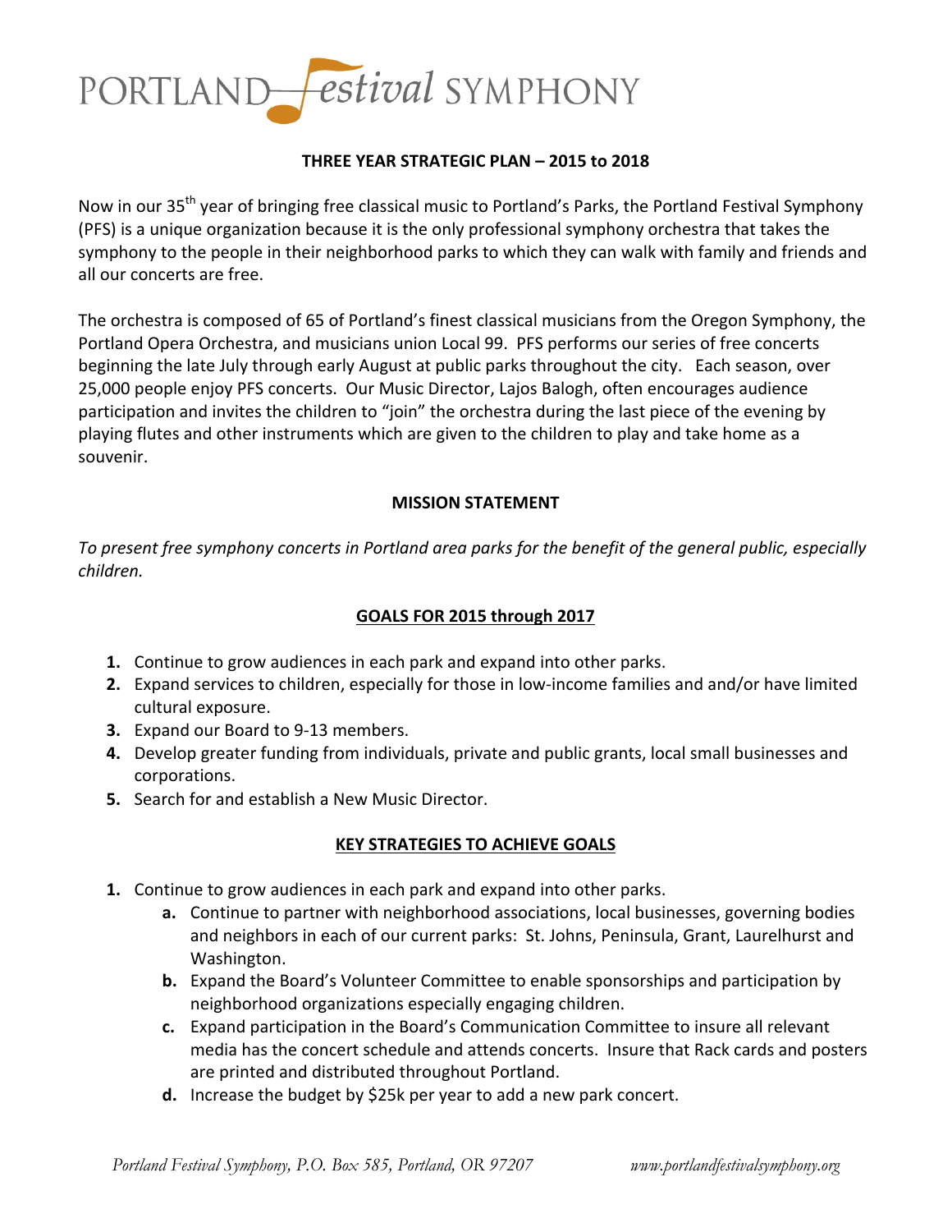# PORTLAND Festival SYMPHONY

**THREE YEAR STRATEGIC PLAN – 2015 to 2018**

Now in our 35th year of bringing free classical music to Portland's Parks, the Portland Festival Symphony (PFS) is a unique organization because it is the only professional symphony orchestra that takes the symphony to the people in their neighborhood parks to which they can walk with family and friends and all our concerts are free.

The orchestra is composed of 65 of Portland's finest classical musicians from the Oregon Symphony, the Portland Opera Orchestra, and musicians union Local 99. PFS performs our series of free concerts beginning the late July through early August at public parks throughout the city. Each season, over 25,000 people enjoy PFS concerts. Our Music Director, Lajos Balogh, often encourages audience participation and invites the children to "join" the orchestra during the last piece of the evening by playing flutes and other instruments which are given to the children to play and take home as a souvenir.

## MISSION STATEMENT

*To present free symphony concerts in Portland area parks for the benefit of the general public, especially children.*

## GOALS FOR 2015 through 2017

1. Continue to grow audiences in each park and expand into other parks.
2. Expand services to children, especially for those in low-income families and and/or have limited cultural exposure.
3. Expand our Board to 9-13 members.
4. Develop greater funding from individuals, private and public grants, local small businesses and corporations.
5. Search for and establish a New Music Director.

## KEY STRATEGIES TO ACHIEVE GOALS

1. Continue to grow audiences in each park and expand into other parks.
   - **a.** Continue to partner with neighborhood associations, local businesses, governing bodies and neighbors in each of our current parks: St. Johns, Peninsula, Grant, Laurelhurst and Washington.
   - **b.** Expand the Board's Volunteer Committee to enable sponsorships and participation by neighborhood organizations especially engaging children.
   - **c.** Expand participation in the Board's Communication Committee to insure all relevant media has the concert schedule and attends concerts. Insure that Rack cards and posters are printed and distributed throughout Portland.
   - **d.** Increase the budget by $25k per year to add a new park concert.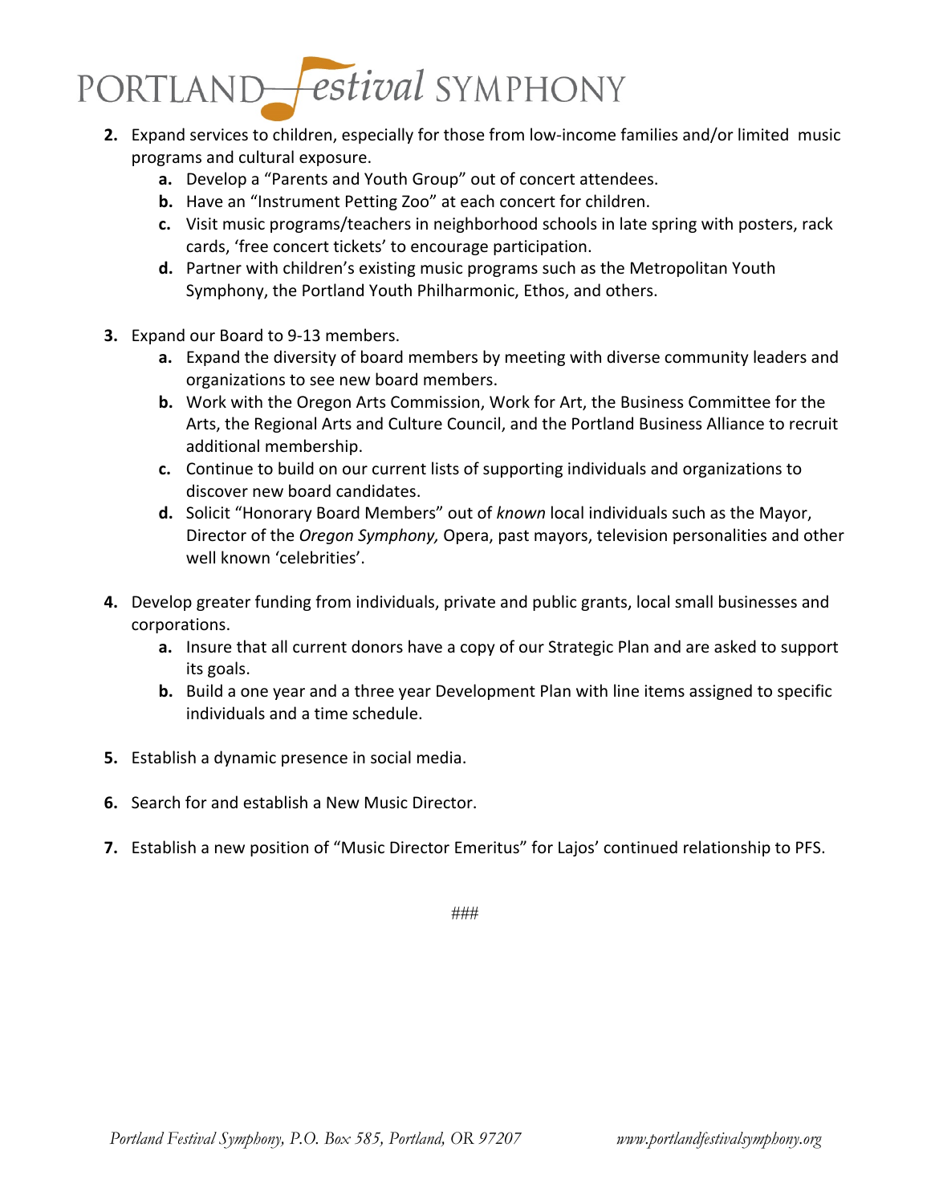2. Expand services to children, especially for those from low-income families and/or limited music programs and cultural exposure.
    a. Develop a “Parents and Youth Group” out of concert attendees.
    b. Have an “Instrument Petting Zoo” at each concert for children.
    c. Visit music programs/teachers in neighborhood schools in late spring with posters, rack cards, ‘free concert tickets’ to encourage participation.
    d. Partner with children’s existing music programs such as the Metropolitan Youth Symphony, the Portland Youth Philharmonic, Ethos, and others.

3. Expand our Board to 9-13 members.
    a. Expand the diversity of board members by meeting with diverse community leaders and organizations to see new board members.
    b. Work with the Oregon Arts Commission, Work for Art, the Business Committee for the Arts, the Regional Arts and Culture Council, and the Portland Business Alliance to recruit additional membership.
    c. Continue to build on our current lists of supporting individuals and organizations to discover new board candidates.
    d. Solicit “Honorary Board Members” out of *known* local individuals such as the Mayor, Director of the *Oregon Symphony,* Opera, past mayors, television personalities and other well known ‘celebrities’.

4. Develop greater funding from individuals, private and public grants, local small businesses and corporations.
    a. Insure that all current donors have a copy of our Strategic Plan and are asked to support its goals.
    b. Build a one year and a three year Development Plan with line items assigned to specific individuals and a time schedule.

5. Establish a dynamic presence in social media.

6. Search for and establish a New Music Director.

7. Establish a new position of “Music Director Emeritus” for Lajos’ continued relationship to PFS.

###